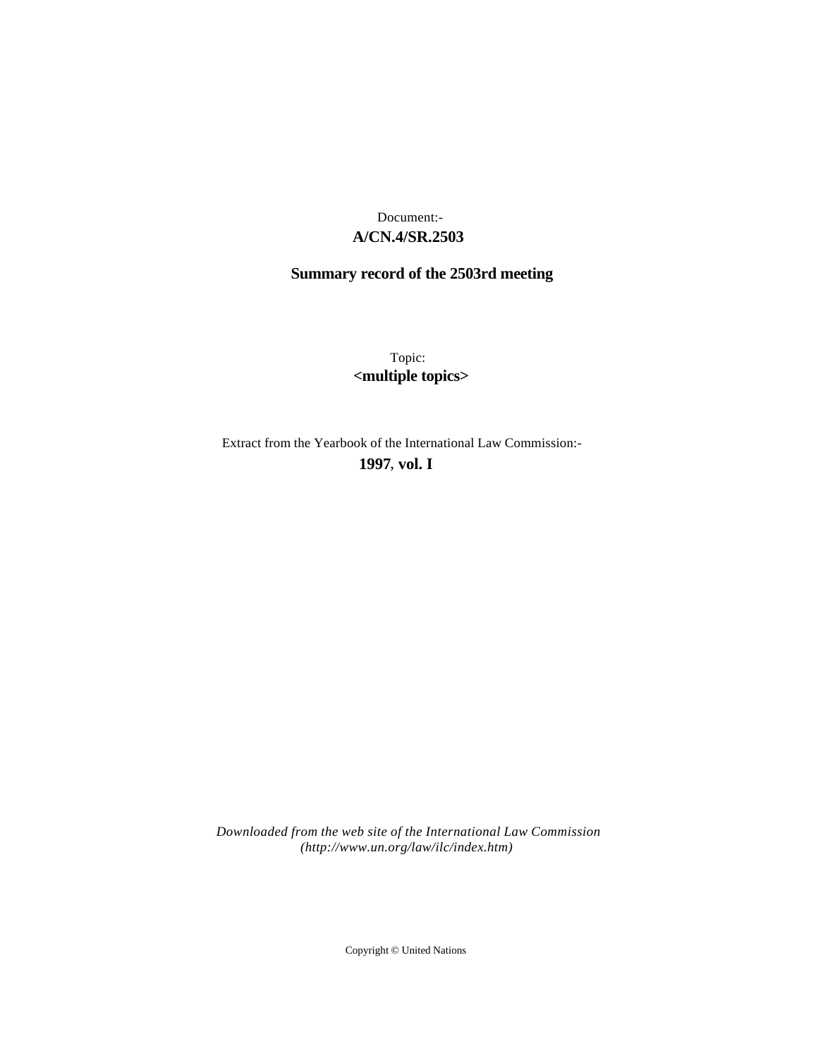Document:-

**A/CN.4/SR.2503**

**Summary record of the 2503rd meeting**

Topic:

**<multiple topics>**

Extract from the Yearbook of the International Law Commission:-

**1997, vol. I**

*Downloaded from the web site of the International Law Commission (http://www.un.org/law/ilc/index.htm)*

Copyright © United Nations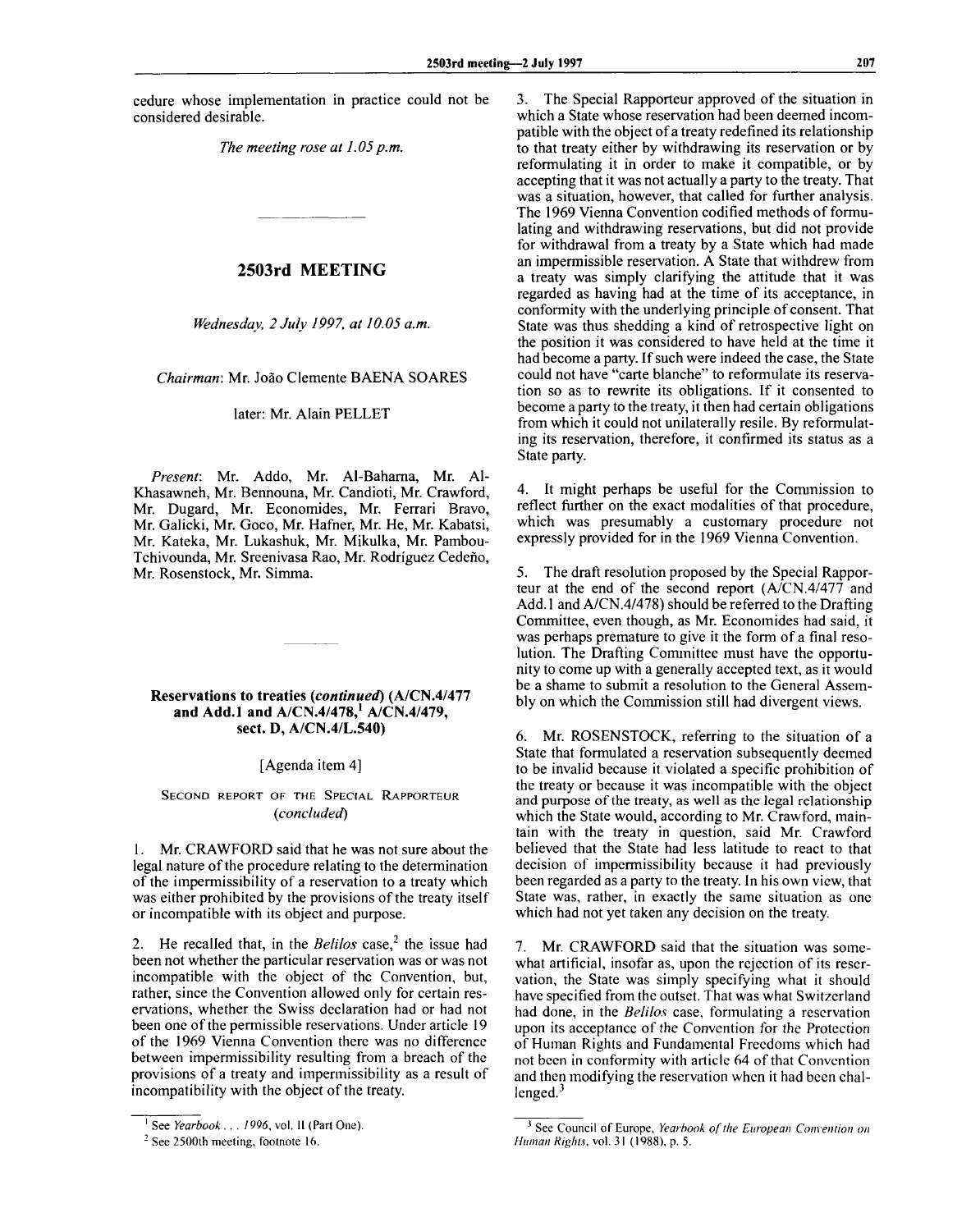cedure whose implementation in practice could not be considered desirable.

*The meeting rose at 1.05 p.m.*

---

## 2503rd MEETING

*Wednesday, 2 July 1997, at 10.05 a.m.*

*Chairman*: Mr. João Clemente BAENA SOARES

later: Mr. Alain PELLET

*Present*: Mr. Addo, Mr. Al-Baharna, Mr. Al-Khasawneh, Mr. Bennouna, Mr. Candioti, Mr. Crawford, Mr. Dugard, Mr. Economides, Mr. Ferrari Bravo, Mr. Galicki, Mr. Goco, Mr. Hafner, Mr. He, Mr. Kabatsi, Mr. Kateka, Mr. Lukashuk, Mr. Mikulka, Mr. Pambou-Tchivounda, Mr. Sreenivasa Rao, Mr. Rodríguez Cedeño, Mr. Rosenstock, Mr. Simma.

---

### Reservations to treaties (*continued*) (A/CN.4/477 and Add.1 and A/CN.4/478,[1] A/CN.4/479, sect. D, A/CN.4/L.540)

[Agenda item 4]

SECOND REPORT OF THE SPECIAL RAPPORTEUR (*concluded*)

1. Mr. CRAWFORD said that he was not sure about the legal nature of the procedure relating to the determination of the impermissibility of a reservation to a treaty which was either prohibited by the provisions of the treaty itself or incompatible with its object and purpose.

2. He recalled that, in the *Belilos* case,[2] the issue had been not whether the particular reservation was or was not incompatible with the object of the Convention, but, rather, since the Convention allowed only for certain reservations, whether the Swiss declaration had or had not been one of the permissible reservations. Under article 19 of the 1969 Vienna Convention there was no difference between impermissibility resulting from a breach of the provisions of a treaty and impermissibility as a result of incompatibility with the object of the treaty.

3. The Special Rapporteur approved of the situation in which a State whose reservation had been deemed incompatible with the object of a treaty redefined its relationship to that treaty either by withdrawing its reservation or by reformulating it in order to make it compatible, or by accepting that it was not actually a party to the treaty. That was a situation, however, that called for further analysis. The 1969 Vienna Convention codified methods of formulating and withdrawing reservations, but did not provide for withdrawal from a treaty by a State which had made an impermissible reservation. A State that withdrew from a treaty was simply clarifying the attitude that it was regarded as having had at the time of its acceptance, in conformity with the underlying principle of consent. That State was thus shedding a kind of retrospective light on the position it was considered to have held at the time it had become a party. If such were indeed the case, the State could not have "carte blanche" to reformulate its reservation so as to rewrite its obligations. If it consented to become a party to the treaty, it then had certain obligations from which it could not unilaterally resile. By reformulating its reservation, therefore, it confirmed its status as a State party.

4. It might perhaps be useful for the Commission to reflect further on the exact modalities of that procedure, which was presumably a customary procedure not expressly provided for in the 1969 Vienna Convention.

5. The draft resolution proposed by the Special Rapporteur at the end of the second report (A/CN.4/477 and Add.1 and A/CN.4/478) should be referred to the Drafting Committee, even though, as Mr. Economides had said, it was perhaps premature to give it the form of a final resolution. The Drafting Committee must have the opportunity to come up with a generally accepted text, as it would be a shame to submit a resolution to the General Assembly on which the Commission still had divergent views.

6. Mr. ROSENSTOCK, referring to the situation of a State that formulated a reservation subsequently deemed to be invalid because it violated a specific prohibition of the treaty or because it was incompatible with the object and purpose of the treaty, as well as the legal relationship which the State would, according to Mr. Crawford, maintain with the treaty in question, said Mr. Crawford believed that the State had less latitude to react to that decision of impermissibility because it had previously been regarded as a party to the treaty. In his own view, that State was, rather, in exactly the same situation as one which had not yet taken any decision on the treaty.

7. Mr. CRAWFORD said that the situation was somewhat artificial, insofar as, upon the rejection of its reservation, the State was simply specifying what it should have specified from the outset. That was what Switzerland had done, in the *Belilos* case, formulating a reservation upon its acceptance of the Convention for the Protection of Human Rights and Fundamental Freedoms which had not been in conformity with article 64 of that Convention and then modifying the reservation when it had been challenged.[3]

---

[1] See *Yearbook . . . 1996*, vol. II (Part One).

[2] See 2500th meeting, footnote 16.

[3] See Council of Europe, *Yearbook of the European Convention on Human Rights*, vol. 31 (1988), p. 5.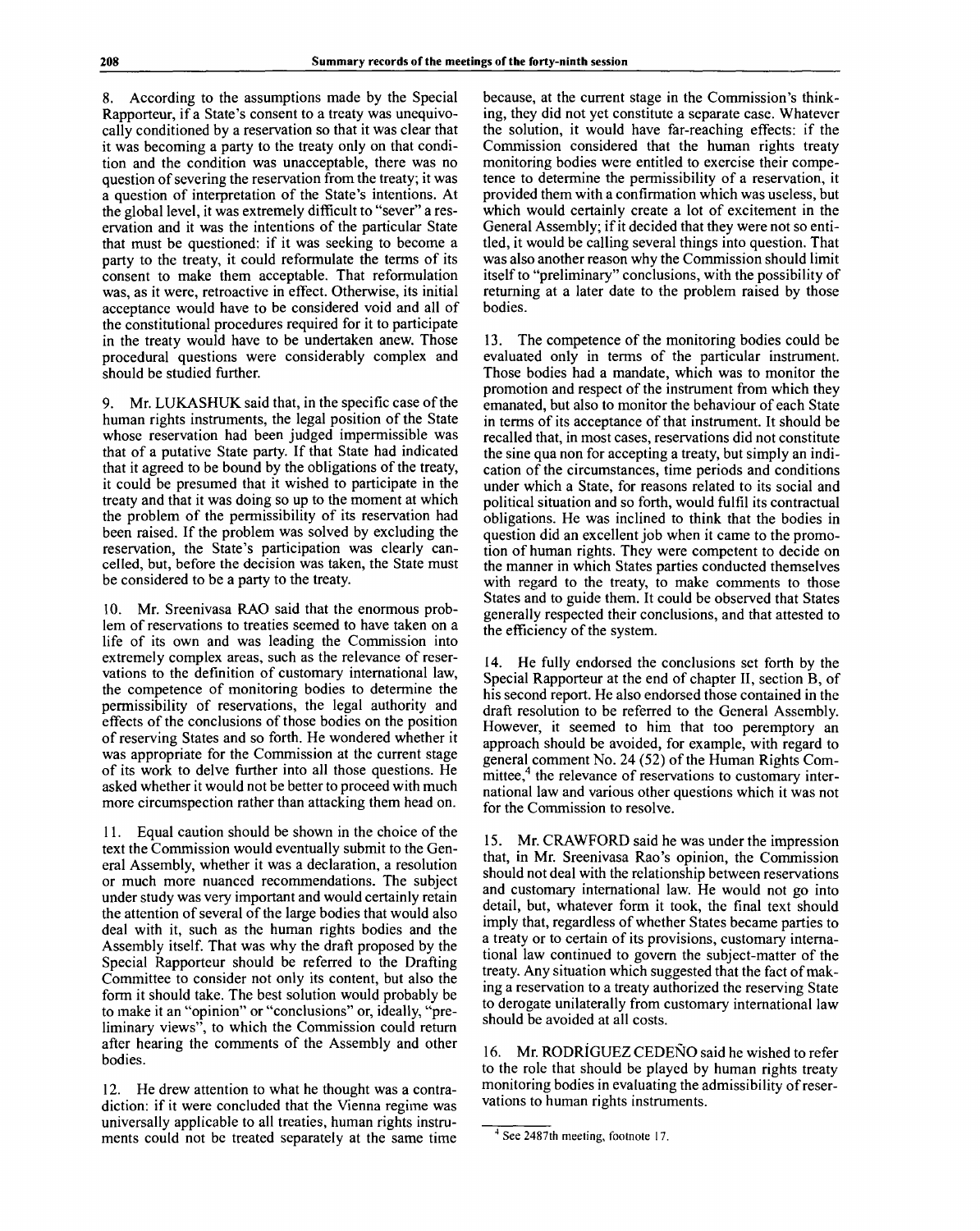8. According to the assumptions made by the Special Rapporteur, if a State's consent to a treaty was unequivocally conditioned by a reservation so that it was clear that it was becoming a party to the treaty only on that condition and the condition was unacceptable, there was no question of severing the reservation from the treaty; it was a question of interpretation of the State's intentions. At the global level, it was extremely difficult to "sever" a reservation and it was the intentions of the particular State that must be questioned: if it was seeking to become a party to the treaty, it could reformulate the terms of its consent to make them acceptable. That reformulation was, as it were, retroactive in effect. Otherwise, its initial acceptance would have to be considered void and all of the constitutional procedures required for it to participate in the treaty would have to be undertaken anew. Those procedural questions were considerably complex and should be studied further.

9. Mr. LUKASHUK said that, in the specific case of the human rights instruments, the legal position of the State whose reservation had been judged impermissible was that of a putative State party. If that State had indicated that it agreed to be bound by the obligations of the treaty, it could be presumed that it wished to participate in the treaty and that it was doing so up to the moment at which the problem of the permissibility of its reservation had been raised. If the problem was solved by excluding the reservation, the State's participation was clearly cancelled, but, before the decision was taken, the State must be considered to be a party to the treaty.

10. Mr. Sreenivasa RAO said that the enormous problem of reservations to treaties seemed to have taken on a life of its own and was leading the Commission into extremely complex areas, such as the relevance of reservations to the definition of customary international law, the competence of monitoring bodies to determine the permissibility of reservations, the legal authority and effects of the conclusions of those bodies on the position of reserving States and so forth. He wondered whether it was appropriate for the Commission at the current stage of its work to delve further into all those questions. He asked whether it would not be better to proceed with much more circumspection rather than attacking them head on.

11. Equal caution should be shown in the choice of the text the Commission would eventually submit to the General Assembly, whether it was a declaration, a resolution or much more nuanced recommendations. The subject under study was very important and would certainly retain the attention of several of the large bodies that would also deal with it, such as the human rights bodies and the Assembly itself. That was why the draft proposed by the Special Rapporteur should be referred to the Drafting Committee to consider not only its content, but also the form it should take. The best solution would probably be to make it an "opinion" or "conclusions" or, ideally, "preliminary views", to which the Commission could return after hearing the comments of the Assembly and other bodies.

12. He drew attention to what he thought was a contradiction: if it were concluded that the Vienna regime was universally applicable to all treaties, human rights instruments could not be treated separately at the same time because, at the current stage in the Commission's thinking, they did not yet constitute a separate case. Whatever the solution, it would have far-reaching effects: if the Commission considered that the human rights treaty monitoring bodies were entitled to exercise their competence to determine the permissibility of a reservation, it provided them with a confirmation which was useless, but which would certainly create a lot of excitement in the General Assembly; if it decided that they were not so entitled, it would be calling several things into question. That was also another reason why the Commission should limit itself to "preliminary" conclusions, with the possibility of returning at a later date to the problem raised by those bodies.

13. The competence of the monitoring bodies could be evaluated only in terms of the particular instrument. Those bodies had a mandate, which was to monitor the promotion and respect of the instrument from which they emanated, but also to monitor the behaviour of each State in terms of its acceptance of that instrument. It should be recalled that, in most cases, reservations did not constitute the sine qua non for accepting a treaty, but simply an indication of the circumstances, time periods and conditions under which a State, for reasons related to its social and political situation and so forth, would fulfil its contractual obligations. He was inclined to think that the bodies in question did an excellent job when it came to the promotion of human rights. They were competent to decide on the manner in which States parties conducted themselves with regard to the treaty, to make comments to those States and to guide them. It could be observed that States generally respected their conclusions, and that attested to the efficiency of the system.

14. He fully endorsed the conclusions set forth by the Special Rapporteur at the end of chapter II, section B, of his second report. He also endorsed those contained in the draft resolution to be referred to the General Assembly. However, it seemed to him that too peremptory an approach should be avoided, for example, with regard to general comment No. 24 (52) of the Human Rights Committee,[4] the relevance of reservations to customary international law and various other questions which it was not for the Commission to resolve.

15. Mr. CRAWFORD said he was under the impression that, in Mr. Sreenivasa Rao's opinion, the Commission should not deal with the relationship between reservations and customary international law. He would not go into detail, but, whatever form it took, the final text should imply that, regardless of whether States became parties to a treaty or to certain of its provisions, customary international law continued to govern the subject-matter of the treaty. Any situation which suggested that the fact of making a reservation to a treaty authorized the reserving State to derogate unilaterally from customary international law should be avoided at all costs.

16. Mr. RODRÍGUEZ CEDEÑO said he wished to refer to the role that should be played by human rights treaty monitoring bodies in evaluating the admissibility of reservations to human rights instruments.

[4] See 2487th meeting, footnote 17.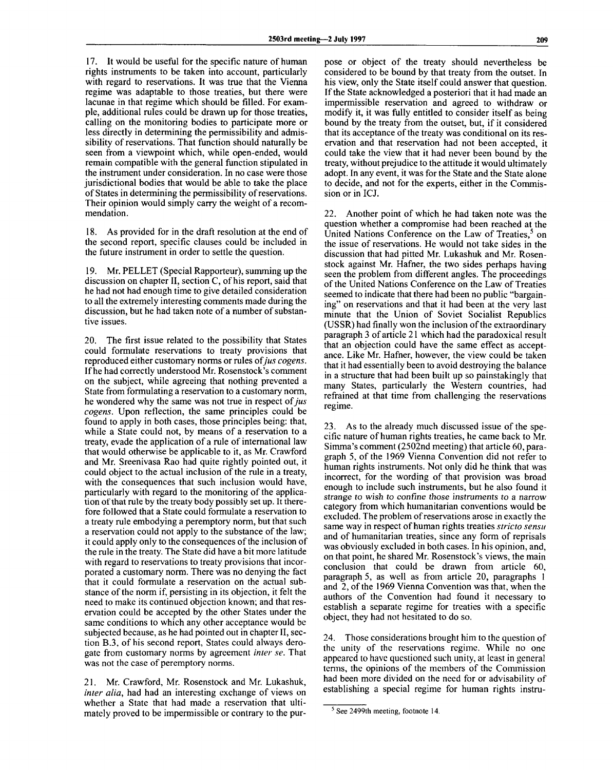17. It would be useful for the specific nature of human rights instruments to be taken into account, particularly with regard to reservations. It was true that the Vienna regime was adaptable to those treaties, but there were lacunae in that regime which should be filled. For example, additional rules could be drawn up for those treaties, calling on the monitoring bodies to participate more or less directly in determining the permissibility and admissibility of reservations. That function should naturally be seen from a viewpoint which, while open-ended, would remain compatible with the general function stipulated in the instrument under consideration. In no case were those jurisdictional bodies that would be able to take the place of States in determining the permissibility of reservations. Their opinion would simply carry the weight of a recommendation.

18. As provided for in the draft resolution at the end of the second report, specific clauses could be included in the future instrument in order to settle the question.

19. Mr. PELLET (Special Rapporteur), summing up the discussion on chapter II, section C, of his report, said that he had not had enough time to give detailed consideration to all the extremely interesting comments made during the discussion, but he had taken note of a number of substantive issues.

20. The first issue related to the possibility that States could formulate reservations to treaty provisions that reproduced either customary norms or rules of *jus cogens*. If he had correctly understood Mr. Rosenstock's comment on the subject, while agreeing that nothing prevented a State from formulating a reservation to a customary norm, he wondered why the same was not true in respect of *jus cogens*. Upon reflection, the same principles could be found to apply in both cases, those principles being: that, while a State could not, by means of a reservation to a treaty, evade the application of a rule of international law that would otherwise be applicable to it, as Mr. Crawford and Mr. Sreenivasa Rao had quite rightly pointed out, it could object to the actual inclusion of the rule in a treaty, with the consequences that such inclusion would have, particularly with regard to the monitoring of the application of that rule by the treaty body possibly set up. It therefore followed that a State could formulate a reservation to a treaty rule embodying a peremptory norm, but that such a reservation could not apply to the substance of the law; it could apply only to the consequences of the inclusion of the rule in the treaty. The State did have a bit more latitude with regard to reservations to treaty provisions that incorporated a customary norm. There was no denying the fact that it could formulate a reservation on the actual substance of the norm if, persisting in its objection, it felt the need to make its continued objection known; and that reservation could be accepted by the other States under the same conditions to which any other acceptance would be subjected because, as he had pointed out in chapter II, section B.3, of his second report, States could always derogate from customary norms by agreement *inter se*. That was not the case of peremptory norms.

21. Mr. Crawford, Mr. Rosenstock and Mr. Lukashuk, *inter alia*, had had an interesting exchange of views on whether a State that had made a reservation that ultimately proved to be impermissible or contrary to the purpose or object of the treaty should nevertheless be considered to be bound by that treaty from the outset. In his view, only the State itself could answer that question. If the State acknowledged a posteriori that it had made an impermissible reservation and agreed to withdraw or modify it, it was fully entitled to consider itself as being bound by the treaty from the outset, but, if it considered that its acceptance of the treaty was conditional on its reservation and that reservation had not been accepted, it could take the view that it had never been bound by the treaty, without prejudice to the attitude it would ultimately adopt. In any event, it was for the State and the State alone to decide, and not for the experts, either in the Commission or in ICJ.

22. Another point of which he had taken note was the question whether a compromise had been reached at the United Nations Conference on the Law of Treaties,[5] on the issue of reservations. He would not take sides in the discussion that had pitted Mr. Lukashuk and Mr. Rosenstock against Mr. Hafner, the two sides perhaps having seen the problem from different angles. The proceedings of the United Nations Conference on the Law of Treaties seemed to indicate that there had been no public "bargaining" on reservations and that it had been at the very last minute that the Union of Soviet Socialist Republics (USSR) had finally won the inclusion of the extraordinary paragraph 3 of article 21 which had the paradoxical result that an objection could have the same effect as acceptance. Like Mr. Hafner, however, the view could be taken that it had essentially been to avoid destroying the balance in a structure that had been built up so painstakingly that many States, particularly the Western countries, had refrained at that time from challenging the reservations regime.

23. As to the already much discussed issue of the specific nature of human rights treaties, he came back to Mr. Simma's comment (2502nd meeting) that article 60, paragraph 5, of the 1969 Vienna Convention did not refer to human rights instruments. Not only did he think that was incorrect, for the wording of that provision was broad enough to include such instruments, but he also found it strange to wish to confine those instruments to a narrow category from which humanitarian conventions would be excluded. The problem of reservations arose in exactly the same way in respect of human rights treaties *stricto sensu* and of humanitarian treaties, since any form of reprisals was obviously excluded in both cases. In his opinion, and, on that point, he shared Mr. Rosenstock's views, the main conclusion that could be drawn from article 60, paragraph 5, as well as from article 20, paragraphs 1 and 2, of the 1969 Vienna Convention was that, when the authors of the Convention had found it necessary to establish a separate regime for treaties with a specific object, they had not hesitated to do so.

24. Those considerations brought him to the question of the unity of the reservations regime. While no one appeared to have questioned such unity, at least in general terms, the opinions of the members of the Commission had been more divided on the need for or advisability of establishing a special regime for human rights instru-

---

[5] See 2499th meeting, footnote 14.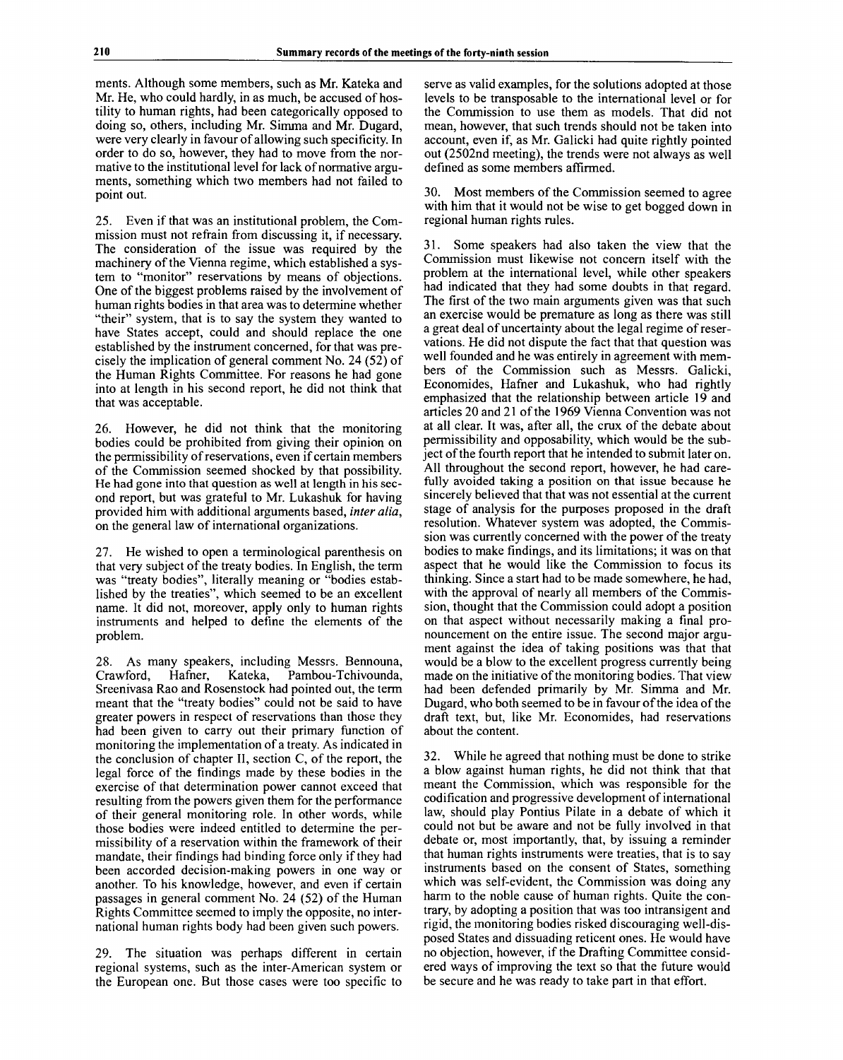ments. Although some members, such as Mr. Kateka and Mr. He, who could hardly, in as much, be accused of hostility to human rights, had been categorically opposed to doing so, others, including Mr. Simma and Mr. Dugard, were very clearly in favour of allowing such specificity. In order to do so, however, they had to move from the normative to the institutional level for lack of normative arguments, something which two members had not failed to point out.

25. Even if that was an institutional problem, the Commission must not refrain from discussing it, if necessary. The consideration of the issue was required by the machinery of the Vienna regime, which established a system to "monitor" reservations by means of objections. One of the biggest problems raised by the involvement of human rights bodies in that area was to determine whether "their" system, that is to say the system they wanted to have States accept, could and should replace the one established by the instrument concerned, for that was precisely the implication of general comment No. 24 (52) of the Human Rights Committee. For reasons he had gone into at length in his second report, he did not think that that was acceptable.

26. However, he did not think that the monitoring bodies could be prohibited from giving their opinion on the permissibility of reservations, even if certain members of the Commission seemed shocked by that possibility. He had gone into that question as well at length in his second report, but was grateful to Mr. Lukashuk for having provided him with additional arguments based, *inter alia*, on the general law of international organizations.

27. He wished to open a terminological parenthesis on that very subject of the treaty bodies. In English, the term was "treaty bodies", literally meaning or "bodies established by the treaties", which seemed to be an excellent name. It did not, moreover, apply only to human rights instruments and helped to define the elements of the problem.

28. As many speakers, including Messrs. Bennouna, Crawford, Hafner, Kateka, Pambou-Tchivounda, Sreenivasa Rao and Rosenstock had pointed out, the term meant that the "treaty bodies" could not be said to have greater powers in respect of reservations than those they had been given to carry out their primary function of monitoring the implementation of a treaty. As indicated in the conclusion of chapter II, section C, of the report, the legal force of the findings made by these bodies in the exercise of that determination power cannot exceed that resulting from the powers given them for the performance of their general monitoring role. In other words, while those bodies were indeed entitled to determine the permissibility of a reservation within the framework of their mandate, their findings had binding force only if they had been accorded decision-making powers in one way or another. To his knowledge, however, and even if certain passages in general comment No. 24 (52) of the Human Rights Committee seemed to imply the opposite, no international human rights body had been given such powers.

29. The situation was perhaps different in certain regional systems, such as the inter-American system or the European one. But those cases were too specific to serve as valid examples, for the solutions adopted at those levels to be transposable to the international level or for the Commission to use them as models. That did not mean, however, that such trends should not be taken into account, even if, as Mr. Galicki had quite rightly pointed out (2502nd meeting), the trends were not always as well defined as some members affirmed.

30. Most members of the Commission seemed to agree with him that it would not be wise to get bogged down in regional human rights rules.

31. Some speakers had also taken the view that the Commission must likewise not concern itself with the problem at the international level, while other speakers had indicated that they had some doubts in that regard. The first of the two main arguments given was that such an exercise would be premature as long as there was still a great deal of uncertainty about the legal regime of reservations. He did not dispute the fact that that question was well founded and he was entirely in agreement with members of the Commission such as Messrs. Galicki, Economides, Hafner and Lukashuk, who had rightly emphasized that the relationship between article 19 and articles 20 and 21 of the 1969 Vienna Convention was not at all clear. It was, after all, the crux of the debate about permissibility and opposability, which would be the subject of the fourth report that he intended to submit later on. All throughout the second report, however, he had carefully avoided taking a position on that issue because he sincerely believed that that was not essential at the current stage of analysis for the purposes proposed in the draft resolution. Whatever system was adopted, the Commission was currently concerned with the power of the treaty bodies to make findings, and its limitations; it was on that aspect that he would like the Commission to focus its thinking. Since a start had to be made somewhere, he had, with the approval of nearly all members of the Commission, thought that the Commission could adopt a position on that aspect without necessarily making a final pronouncement on the entire issue. The second major argument against the idea of taking positions was that that would be a blow to the excellent progress currently being made on the initiative of the monitoring bodies. That view had been defended primarily by Mr. Simma and Mr. Dugard, who both seemed to be in favour of the idea of the draft text, but, like Mr. Economides, had reservations about the content.

32. While he agreed that nothing must be done to strike a blow against human rights, he did not think that that meant the Commission, which was responsible for the codification and progressive development of international law, should play Pontius Pilate in a debate of which it could not but be aware and not be fully involved in that debate or, most importantly, that, by issuing a reminder that human rights instruments were treaties, that is to say instruments based on the consent of States, something which was self-evident, the Commission was doing any harm to the noble cause of human rights. Quite the contrary, by adopting a position that was too intransigent and rigid, the monitoring bodies risked discouraging well-disposed States and dissuading reticent ones. He would have no objection, however, if the Drafting Committee considered ways of improving the text so that the future would be secure and he was ready to take part in that effort.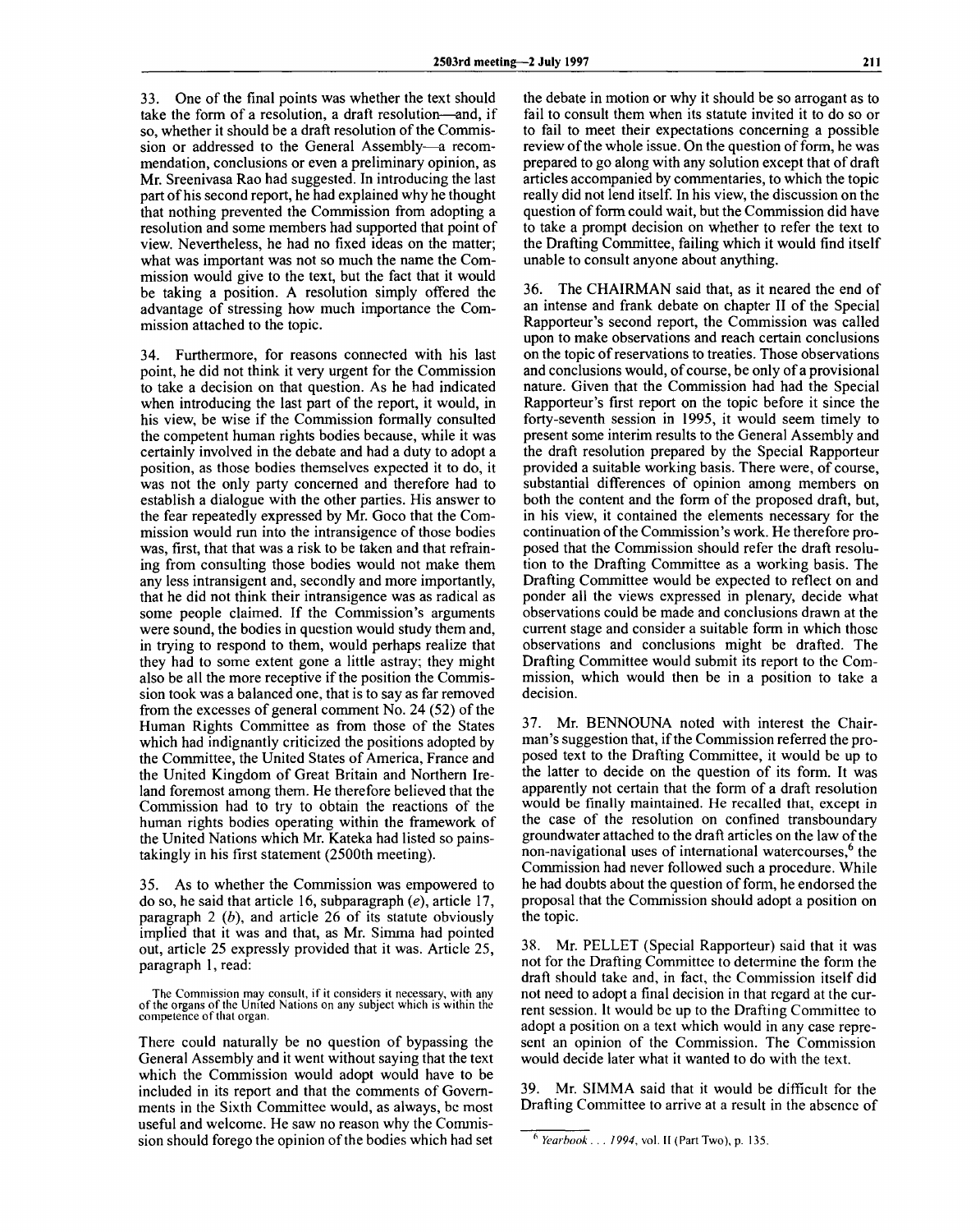33. One of the final points was whether the text should take the form of a resolution, a draft resolution—and, if so, whether it should be a draft resolution of the Commission or addressed to the General Assembly—a recommendation, conclusions or even a preliminary opinion, as Mr. Sreenivasa Rao had suggested. In introducing the last part of his second report, he had explained why he thought that nothing prevented the Commission from adopting a resolution and some members had supported that point of view. Nevertheless, he had no fixed ideas on the matter; what was important was not so much the name the Commission would give to the text, but the fact that it would be taking a position. A resolution simply offered the advantage of stressing how much importance the Commission attached to the topic.

34. Furthermore, for reasons connected with his last point, he did not think it very urgent for the Commission to take a decision on that question. As he had indicated when introducing the last part of the report, it would, in his view, be wise if the Commission formally consulted the competent human rights bodies because, while it was certainly involved in the debate and had a duty to adopt a position, as those bodies themselves expected it to do, it was not the only party concerned and therefore had to establish a dialogue with the other parties. His answer to the fear repeatedly expressed by Mr. Goco that the Commission would run into the intransigence of those bodies was, first, that that was a risk to be taken and that refraining from consulting those bodies would not make them any less intransigent and, secondly and more importantly, that he did not think their intransigence was as radical as some people claimed. If the Commission's arguments were sound, the bodies in question would study them and, in trying to respond to them, would perhaps realize that they had to some extent gone a little astray; they might also be all the more receptive if the position the Commission took was a balanced one, that is to say as far removed from the excesses of general comment No. 24 (52) of the Human Rights Committee as from those of the States which had indignantly criticized the positions adopted by the Committee, the United States of America, France and the United Kingdom of Great Britain and Northern Ireland foremost among them. He therefore believed that the Commission had to try to obtain the reactions of the human rights bodies operating within the framework of the United Nations which Mr. Kateka had listed so painstakingly in his first statement (2500th meeting).

35. As to whether the Commission was empowered to do so, he said that article 16, subparagraph (*e*), article 17, paragraph 2 (*b*), and article 26 of its statute obviously implied that it was and that, as Mr. Simma had pointed out, article 25 expressly provided that it was. Article 25, paragraph 1, read:

> The Commission may consult, if it considers it necessary, with any of the organs of the United Nations on any subject which is within the competence of that organ.

There could naturally be no question of bypassing the General Assembly and it went without saying that the text which the Commission would adopt would have to be included in its report and that the comments of Governments in the Sixth Committee would, as always, be most useful and welcome. He saw no reason why the Commission should forego the opinion of the bodies which had set the debate in motion or why it should be so arrogant as to fail to consult them when its statute invited it to do so or to fail to meet their expectations concerning a possible review of the whole issue. On the question of form, he was prepared to go along with any solution except that of draft articles accompanied by commentaries, to which the topic really did not lend itself. In his view, the discussion on the question of form could wait, but the Commission did have to take a prompt decision on whether to refer the text to the Drafting Committee, failing which it would find itself unable to consult anyone about anything.

36. The CHAIRMAN said that, as it neared the end of an intense and frank debate on chapter II of the Special Rapporteur's second report, the Commission was called upon to make observations and reach certain conclusions on the topic of reservations to treaties. Those observations and conclusions would, of course, be only of a provisional nature. Given that the Commission had had the Special Rapporteur's first report on the topic before it since the forty-seventh session in 1995, it would seem timely to present some interim results to the General Assembly and the draft resolution prepared by the Special Rapporteur provided a suitable working basis. There were, of course, substantial differences of opinion among members on both the content and the form of the proposed draft, but, in his view, it contained the elements necessary for the continuation of the Commission's work. He therefore proposed that the Commission should refer the draft resolution to the Drafting Committee as a working basis. The Drafting Committee would be expected to reflect on and ponder all the views expressed in plenary, decide what observations could be made and conclusions drawn at the current stage and consider a suitable form in which those observations and conclusions might be drafted. The Drafting Committee would submit its report to the Commission, which would then be in a position to take a decision.

37. Mr. BENNOUNA noted with interest the Chairman's suggestion that, if the Commission referred the proposed text to the Drafting Committee, it would be up to the latter to decide on the question of its form. It was apparently not certain that the form of a draft resolution would be finally maintained. He recalled that, except in the case of the resolution on confined transboundary groundwater attached to the draft articles on the law of the non-navigational uses of international watercourses,[6] the Commission had never followed such a procedure. While he had doubts about the question of form, he endorsed the proposal that the Commission should adopt a position on the topic.

38. Mr. PELLET (Special Rapporteur) said that it was not for the Drafting Committee to determine the form the draft should take and, in fact, the Commission itself did not need to adopt a final decision in that regard at the current session. It would be up to the Drafting Committee to adopt a position on a text which would in any case represent an opinion of the Commission. The Commission would decide later what it wanted to do with the text.

39. Mr. SIMMA said that it would be difficult for the Drafting Committee to arrive at a result in the absence of

[6] *Yearbook . . . 1994*, vol. II (Part Two), p. 135.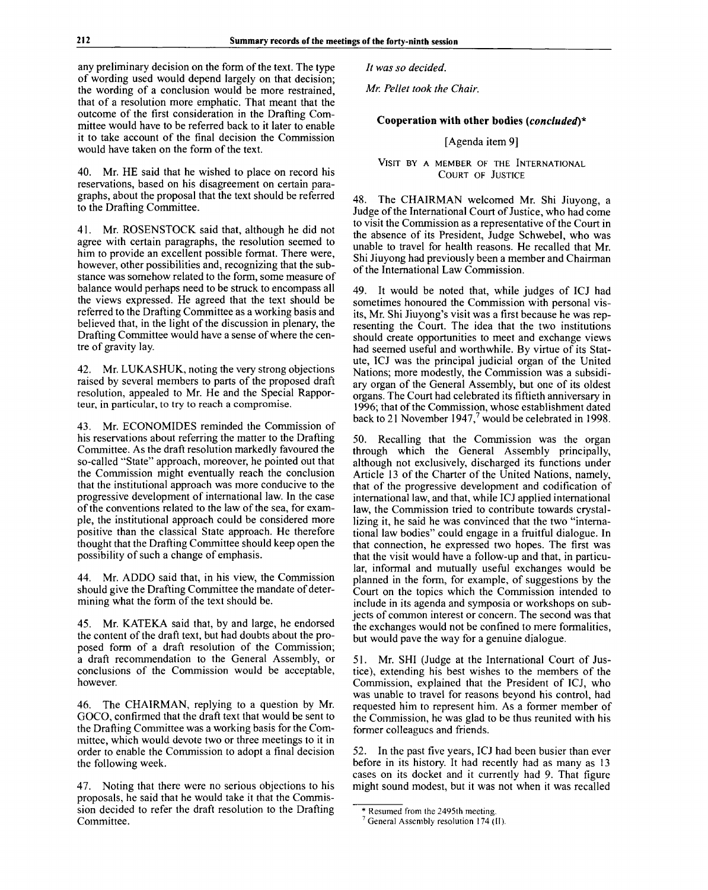any preliminary decision on the form of the text. The type of wording used would depend largely on that decision; the wording of a conclusion would be more restrained, that of a resolution more emphatic. That meant that the outcome of the first consideration in the Drafting Committee would have to be referred back to it later to enable it to take account of the final decision the Commission would have taken on the form of the text.

40. Mr. HE said that he wished to place on record his reservations, based on his disagreement on certain paragraphs, about the proposal that the text should be referred to the Drafting Committee.

41. Mr. ROSENSTOCK said that, although he did not agree with certain paragraphs, the resolution seemed to him to provide an excellent possible format. There were, however, other possibilities and, recognizing that the substance was somehow related to the form, some measure of balance would perhaps need to be struck to encompass all the views expressed. He agreed that the text should be referred to the Drafting Committee as a working basis and believed that, in the light of the discussion in plenary, the Drafting Committee would have a sense of where the centre of gravity lay.

42. Mr. LUKASHUK, noting the very strong objections raised by several members to parts of the proposed draft resolution, appealed to Mr. He and the Special Rapporteur, in particular, to try to reach a compromise.

43. Mr. ECONOMIDES reminded the Commission of his reservations about referring the matter to the Drafting Committee. As the draft resolution markedly favoured the so-called "State" approach, moreover, he pointed out that the Commission might eventually reach the conclusion that the institutional approach was more conducive to the progressive development of international law. In the case of the conventions related to the law of the sea, for example, the institutional approach could be considered more positive than the classical State approach. He therefore thought that the Drafting Committee should keep open the possibility of such a change of emphasis.

44. Mr. ADDO said that, in his view, the Commission should give the Drafting Committee the mandate of determining what the form of the text should be.

45. Mr. KATEKA said that, by and large, he endorsed the content of the draft text, but had doubts about the proposed form of a draft resolution of the Commission; a draft recommendation to the General Assembly, or conclusions of the Commission would be acceptable, however.

46. The CHAIRMAN, replying to a question by Mr. GOCO, confirmed that the draft text that would be sent to the Drafting Committee was a working basis for the Committee, which would devote two or three meetings to it in order to enable the Commission to adopt a final decision the following week.

47. Noting that there were no serious objections to his proposals, he said that he would take it that the Commission decided to refer the draft resolution to the Drafting Committee.

*It was so decided.*

*Mr. Pellet took the Chair.*

## Cooperation with other bodies (*concluded*)*

[Agenda item 9]

### Visit by a member of the International Court of Justice

48. The CHAIRMAN welcomed Mr. Shi Jiuyong, a Judge of the International Court of Justice, who had come to visit the Commission as a representative of the Court in the absence of its President, Judge Schwebel, who was unable to travel for health reasons. He recalled that Mr. Shi Jiuyong had previously been a member and Chairman of the International Law Commission.

49. It would be noted that, while judges of ICJ had sometimes honoured the Commission with personal visits, Mr. Shi Jiuyong's visit was a first because he was representing the Court. The idea that the two institutions should create opportunities to meet and exchange views had seemed useful and worthwhile. By virtue of its Statute, ICJ was the principal judicial organ of the United Nations; more modestly, the Commission was a subsidiary organ of the General Assembly, but one of its oldest organs. The Court had celebrated its fiftieth anniversary in 1996; that of the Commission, whose establishment dated back to 21 November 1947,[7] would be celebrated in 1998.

50. Recalling that the Commission was the organ through which the General Assembly principally, although not exclusively, discharged its functions under Article 13 of the Charter of the United Nations, namely, that of the progressive development and codification of international law, and that, while ICJ applied international law, the Commission tried to contribute towards crystallizing it, he said he was convinced that the two "international law bodies" could engage in a fruitful dialogue. In that connection, he expressed two hopes. The first was that the visit would have a follow-up and that, in particular, informal and mutually useful exchanges would be planned in the form, for example, of suggestions by the Court on the topics which the Commission intended to include in its agenda and symposia or workshops on subjects of common interest or concern. The second was that the exchanges would not be confined to mere formalities, but would pave the way for a genuine dialogue.

51. Mr. SHI (Judge at the International Court of Justice), extending his best wishes to the members of the Commission, explained that the President of ICJ, who was unable to travel for reasons beyond his control, had requested him to represent him. As a former member of the Commission, he was glad to be thus reunited with his former colleagues and friends.

52. In the past five years, ICJ had been busier than ever before in its history. It had recently had as many as 13 cases on its docket and it currently had 9. That figure might sound modest, but it was not when it was recalled

---

\* Resumed from the 2495th meeting.

[7] General Assembly resolution 174 (II).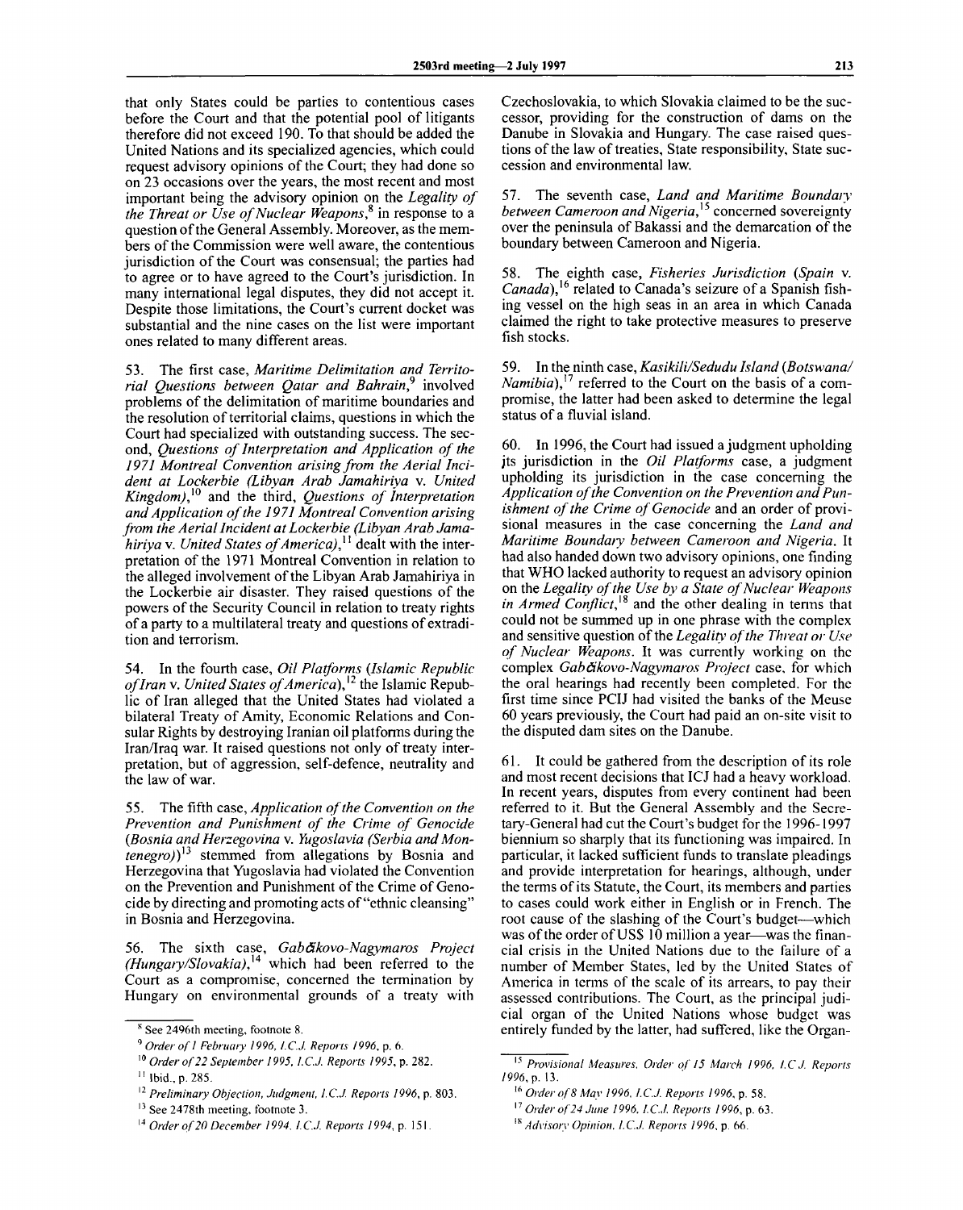that only States could be parties to contentious cases before the Court and that the potential pool of litigants therefore did not exceed 190. To that should be added the United Nations and its specialized agencies, which could request advisory opinions of the Court; they had done so on 23 occasions over the years, the most recent and most important being the advisory opinion on the *Legality of the Threat or Use of Nuclear Weapons*,[8] in response to a question of the General Assembly. Moreover, as the members of the Commission were well aware, the contentious jurisdiction of the Court was consensual; the parties had to agree or to have agreed to the Court's jurisdiction. In many international legal disputes, they did not accept it. Despite those limitations, the Court's current docket was substantial and the nine cases on the list were important ones related to many different areas.

53. The first case, *Maritime Delimitation and Territorial Questions between Qatar and Bahrain*,[9] involved problems of the delimitation of maritime boundaries and the resolution of territorial claims, questions in which the Court had specialized with outstanding success. The second, *Questions of Interpretation and Application of the 1971 Montreal Convention arising from the Aerial Incident at Lockerbie (Libyan Arab Jamahiriya* v. *United Kingdom)*,[10] and the third, *Questions of Interpretation and Application of the 1971 Montreal Convention arising from the Aerial Incident at Lockerbie (Libyan Arab Jamahiriya* v. *United States of America)*,[11] dealt with the interpretation of the 1971 Montreal Convention in relation to the alleged involvement of the Libyan Arab Jamahiriya in the Lockerbie air disaster. They raised questions of the powers of the Security Council in relation to treaty rights of a party to a multilateral treaty and questions of extradition and terrorism.

54. In the fourth case, *Oil Platforms (Islamic Republic of Iran* v. *United States of America)*,[12] the Islamic Republic of Iran alleged that the United States had violated a bilateral Treaty of Amity, Economic Relations and Consular Rights by destroying Iranian oil platforms during the Iran/Iraq war. It raised questions not only of treaty interpretation, but of aggression, self-defence, neutrality and the law of war.

55. The fifth case, *Application of the Convention on the Prevention and Punishment of the Crime of Genocide (Bosnia and Herzegovina* v. *Yugoslavia (Serbia and Montenegro))*[13] stemmed from allegations by Bosnia and Herzegovina that Yugoslavia had violated the Convention on the Prevention and Punishment of the Crime of Genocide by directing and promoting acts of "ethnic cleansing" in Bosnia and Herzegovina.

56. The sixth case, *Gabčíkovo-Nagymaros Project (Hungary/Slovakia)*,[14] which had been referred to the Court as a compromise, concerned the termination by Hungary on environmental grounds of a treaty with Czechoslovakia, to which Slovakia claimed to be the successor, providing for the construction of dams on the Danube in Slovakia and Hungary. The case raised questions of the law of treaties, State responsibility, State succession and environmental law.

57. The seventh case, *Land and Maritime Boundary between Cameroon and Nigeria*,[15] concerned sovereignty over the peninsula of Bakassi and the demarcation of the boundary between Cameroon and Nigeria.

58. The eighth case, *Fisheries Jurisdiction (Spain* v. *Canada)*,[16] related to Canada's seizure of a Spanish fishing vessel on the high seas in an area in which Canada claimed the right to take protective measures to preserve fish stocks.

59. In the ninth case, *Kasikili/Sedudu Island (Botswana/Namibia)*,[17] referred to the Court on the basis of a compromise, the latter had been asked to determine the legal status of a fluvial island.

60. In 1996, the Court had issued a judgment upholding its jurisdiction in the *Oil Platforms* case, a judgment upholding its jurisdiction in the case concerning the *Application of the Convention on the Prevention and Punishment of the Crime of Genocide* and an order of provisional measures in the case concerning the *Land and Maritime Boundary between Cameroon and Nigeria*. It had also handed down two advisory opinions, one finding that WHO lacked authority to request an advisory opinion on the *Legality of the Use by a State of Nuclear Weapons in Armed Conflict*,[18] and the other dealing in terms that could not be summed up in one phrase with the complex and sensitive question of the *Legality of the Threat or Use of Nuclear Weapons*. It was currently working on the complex *Gabčíkovo-Nagymaros Project* case, for which the oral hearings had recently been completed. For the first time since PCIJ had visited the banks of the Meuse 60 years previously, the Court had paid an on-site visit to the disputed dam sites on the Danube.

61. It could be gathered from the description of its role and most recent decisions that ICJ had a heavy workload. In recent years, disputes from every continent had been referred to it. But the General Assembly and the Secretary-General had cut the Court's budget for the 1996-1997 biennium so sharply that its functioning was impaired. In particular, it lacked sufficient funds to translate pleadings and provide interpretation for hearings, although, under the terms of its Statute, the Court, its members and parties to cases could work either in English or in French. The root cause of the slashing of the Court's budget—which was of the order of US$ 10 million a year—was the financial crisis in the United Nations due to the failure of a number of Member States, led by the United States of America in terms of the scale of its arrears, to pay their assessed contributions. The Court, as the principal judicial organ of the United Nations whose budget was entirely funded by the latter, had suffered, like the Organ-

---

[8] See 2496th meeting, footnote 8.

[9] *Order of 1 February 1996, I.C.J. Reports 1996*, p. 6.

[10] *Order of 22 September 1995, I.C.J. Reports 1995*, p. 282.

[11] Ibid., p. 285.

[12] *Preliminary Objection, Judgment, I.C.J. Reports 1996*, p. 803.

[13] See 2478th meeting, footnote 3.

[14] *Order of 20 December 1994, I.C.J. Reports 1994*, p. 151.

[15] *Provisional Measures, Order of 15 March 1996, I.C.J. Reports 1996*, p. 13.

[16] *Order of 8 May 1996, I.C.J. Reports 1996*, p. 58.

[17] *Order of 24 June 1996, I.C.J. Reports 1996*, p. 63.

[18] *Advisory Opinion, I.C.J. Reports 1996*, p. 66.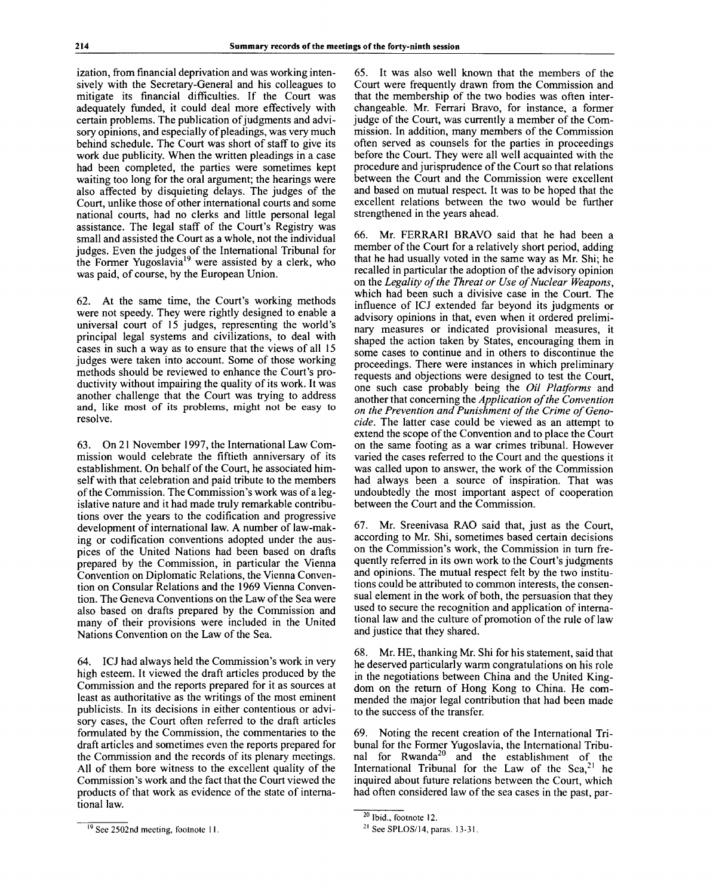ization, from financial deprivation and was working intensively with the Secretary-General and his colleagues to mitigate its financial difficulties. If the Court was adequately funded, it could deal more effectively with certain problems. The publication of judgments and advisory opinions, and especially of pleadings, was very much behind schedule. The Court was short of staff to give its work due publicity. When the written pleadings in a case had been completed, the parties were sometimes kept waiting too long for the oral argument; the hearings were also affected by disquieting delays. The judges of the Court, unlike those of other international courts and some national courts, had no clerks and little personal legal assistance. The legal staff of the Court's Registry was small and assisted the Court as a whole, not the individual judges. Even the judges of the International Tribunal for the Former Yugoslavia[19] were assisted by a clerk, who was paid, of course, by the European Union.

62. At the same time, the Court's working methods were not speedy. They were rightly designed to enable a universal court of 15 judges, representing the world's principal legal systems and civilizations, to deal with cases in such a way as to ensure that the views of all 15 judges were taken into account. Some of those working methods should be reviewed to enhance the Court's productivity without impairing the quality of its work. It was another challenge that the Court was trying to address and, like most of its problems, might not be easy to resolve.

63. On 21 November 1997, the International Law Commission would celebrate the fiftieth anniversary of its establishment. On behalf of the Court, he associated himself with that celebration and paid tribute to the members of the Commission. The Commission's work was of a legislative nature and it had made truly remarkable contributions over the years to the codification and progressive development of international law. A number of law-making or codification conventions adopted under the auspices of the United Nations had been based on drafts prepared by the Commission, in particular the Vienna Convention on Diplomatic Relations, the Vienna Convention on Consular Relations and the 1969 Vienna Convention. The Geneva Conventions on the Law of the Sea were also based on drafts prepared by the Commission and many of their provisions were included in the United Nations Convention on the Law of the Sea.

64. ICJ had always held the Commission's work in very high esteem. It viewed the draft articles produced by the Commission and the reports prepared for it as sources at least as authoritative as the writings of the most eminent publicists. In its decisions in either contentious or advisory cases, the Court often referred to the draft articles formulated by the Commission, the commentaries to the draft articles and sometimes even the reports prepared for the Commission and the records of its plenary meetings. All of them bore witness to the excellent quality of the Commission's work and the fact that the Court viewed the products of that work as evidence of the state of international law.

65. It was also well known that the members of the Court were frequently drawn from the Commission and that the membership of the two bodies was often interchangeable. Mr. Ferrari Bravo, for instance, a former judge of the Court, was currently a member of the Commission. In addition, many members of the Commission often served as counsels for the parties in proceedings before the Court. They were all well acquainted with the procedure and jurisprudence of the Court so that relations between the Court and the Commission were excellent and based on mutual respect. It was to be hoped that the excellent relations between the two would be further strengthened in the years ahead.

66. Mr. FERRARI BRAVO said that he had been a member of the Court for a relatively short period, adding that he had usually voted in the same way as Mr. Shi; he recalled in particular the adoption of the advisory opinion on the *Legality of the Threat or Use of Nuclear Weapons*, which had been such a divisive case in the Court. The influence of ICJ extended far beyond its judgments or advisory opinions in that, even when it ordered preliminary measures or indicated provisional measures, it shaped the action taken by States, encouraging them in some cases to continue and in others to discontinue the proceedings. There were instances in which preliminary requests and objections were designed to test the Court, one such case probably being the *Oil Platforms* and another that concerning the *Application of the Convention on the Prevention and Punishment of the Crime of Genocide*. The latter case could be viewed as an attempt to extend the scope of the Convention and to place the Court on the same footing as a war crimes tribunal. However varied the cases referred to the Court and the questions it was called upon to answer, the work of the Commission had always been a source of inspiration. That was undoubtedly the most important aspect of cooperation between the Court and the Commission.

67. Mr. Sreenivasa RAO said that, just as the Court, according to Mr. Shi, sometimes based certain decisions on the Commission's work, the Commission in turn frequently referred in its own work to the Court's judgments and opinions. The mutual respect felt by the two institutions could be attributed to common interests, the consensual element in the work of both, the persuasion that they used to secure the recognition and application of international law and the culture of promotion of the rule of law and justice that they shared.

68. Mr. HE, thanking Mr. Shi for his statement, said that he deserved particularly warm congratulations on his role in the negotiations between China and the United Kingdom on the return of Hong Kong to China. He commended the major legal contribution that had been made to the success of the transfer.

69. Noting the recent creation of the International Tribunal for the Former Yugoslavia, the International Tribunal for Rwanda[20] and the establishment of the International Tribunal for the Law of the Sea,[21] he inquired about future relations between the Court, which had often considered law of the sea cases in the past, par-

[19] See 2502nd meeting, footnote 11.

[20] Ibid., footnote 12.

[21] See SPLOS/14, paras. 13-31.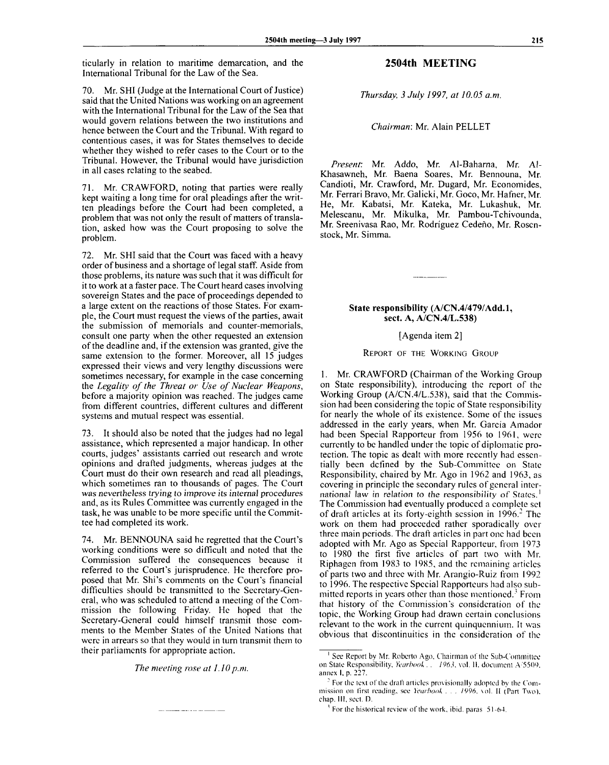ticularly in relation to maritime demarcation, and the International Tribunal for the Law of the Sea.

70. Mr. SHI (Judge at the International Court of Justice) said that the United Nations was working on an agreement with the International Tribunal for the Law of the Sea that would govern relations between the two institutions and hence between the Court and the Tribunal. With regard to contentious cases, it was for States themselves to decide whether they wished to refer cases to the Court or to the Tribunal. However, the Tribunal would have jurisdiction in all cases relating to the seabed.

71. Mr. CRAWFORD, noting that parties were really kept waiting a long time for oral pleadings after the written pleadings before the Court had been completed, a problem that was not only the result of matters of translation, asked how was the Court proposing to solve the problem.

72. Mr. SHI said that the Court was faced with a heavy order of business and a shortage of legal staff. Aside from those problems, its nature was such that it was difficult for it to work at a faster pace. The Court heard cases involving sovereign States and the pace of proceedings depended to a large extent on the reactions of those States. For example, the Court must request the views of the parties, await the submission of memorials and counter-memorials, consult one party when the other requested an extension of the deadline and, if the extension was granted, give the same extension to the former. Moreover, all 15 judges expressed their views and very lengthy discussions were sometimes necessary, for example in the case concerning the *Legality of the Threat or Use of Nuclear Weapons*, before a majority opinion was reached. The judges came from different countries, different cultures and different systems and mutual respect was essential.

73. It should also be noted that the judges had no legal assistance, which represented a major handicap. In other courts, judges' assistants carried out research and wrote opinions and drafted judgments, whereas judges at the Court must do their own research and read all pleadings, which sometimes ran to thousands of pages. The Court was nevertheless trying to improve its internal procedures and, as its Rules Committee was currently engaged in the task, he was unable to be more specific until the Committee had completed its work.

74. Mr. BENNOUNA said he regretted that the Court's working conditions were so difficult and noted that the Commission suffered the consequences because it referred to the Court's jurisprudence. He therefore proposed that Mr. Shi's comments on the Court's financial difficulties should be transmitted to the Secretary-General, who was scheduled to attend a meeting of the Commission the following Friday. He hoped that the Secretary-General could himself transmit those comments to the Member States of the United Nations that were in arrears so that they would in turn transmit them to their parliaments for appropriate action.

*The meeting rose at 1.10 p.m.*

## 2504th MEETING

*Thursday, 3 July 1997, at 10.05 a.m.*

*Chairman*: Mr. Alain PELLET

*Present*: Mr. Addo, Mr. Al-Baharna, Mr. Al-Khasawneh, Mr. Baena Soares, Mr. Bennouna, Mr. Candioti, Mr. Crawford, Mr. Dugard, Mr. Economides, Mr. Ferrari Bravo, Mr. Galicki, Mr. Goco, Mr. Hafner, Mr. He, Mr. Kabatsi, Mr. Kateka, Mr. Lukashuk, Mr. Melescanu, Mr. Mikulka, Mr. Pambou-Tchivounda, Mr. Sreenivasa Rao, Mr. Rodríguez Cedeño, Mr. Rosenstock, Mr. Simma.

### State responsibility (A/CN.4/479/Add.1, sect. A, A/CN.4/L.538)

[Agenda item 2]

REPORT OF THE WORKING GROUP

1. Mr. CRAWFORD (Chairman of the Working Group on State responsibility), introducing the report of the Working Group (A/CN.4/L.538), said that the Commission had been considering the topic of State responsibility for nearly the whole of its existence. Some of the issues addressed in the early years, when Mr. García Amador had been Special Rapporteur from 1956 to 1961, were currently to be handled under the topic of diplomatic protection. The topic as dealt with more recently had essentially been defined by the Sub-Committee on State Responsibility, chaired by Mr. Ago in 1962 and 1963, as covering in principle the secondary rules of general international law in relation to the responsibility of States.[1] The Commission had eventually produced a complete set of draft articles at its forty-eighth session in 1996.[2] The work on them had proceeded rather sporadically over three main periods. The draft articles in part one had been adopted with Mr. Ago as Special Rapporteur, from 1973 to 1980 the first five articles of part two with Mr. Riphagen from 1983 to 1985, and the remaining articles of parts two and three with Mr. Arangio-Ruiz from 1992 to 1996. The respective Special Rapporteurs had also submitted reports in years other than those mentioned.[3] From that history of the Commission's consideration of the topic, the Working Group had drawn certain conclusions relevant to the work in the current quinquennium. It was obvious that discontinuities in the consideration of the

---

[1] See Report by Mr. Roberto Ago, Chairman of the Sub-Committee on State Responsibility, *Yearbook . . . 1963*, vol. II, document A/5509, annex I, p. 227.

[2] For the text of the draft articles provisionally adopted by the Commission on first reading, see *Yearbook . . . 1996*, vol. II (Part Two), chap. III, sect. D.

[3] For the historical review of the work, ibid. paras 51-64.